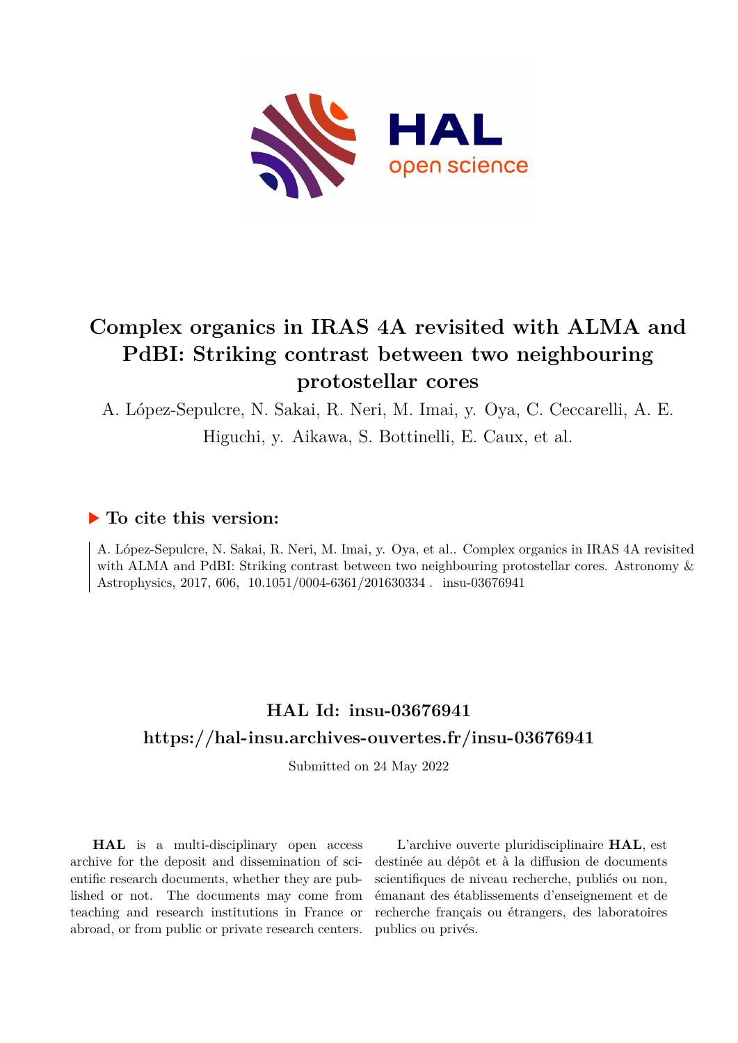# Complex organics in IRAS 4A revisited with ALMA and PdBI: Striking contrast between two neighbouring protostellar cores

A. López-Sepulcre, N. Sakai, R. Neri, M. Imai, y. Oya, C. Ceccarelli, A. E. Higuchi, y. Aikawa, S. Bottinelli, E. Caux, et al.

## ▶ To cite this version:

A. López-Sepulcre, N. Sakai, R. Neri, M. Imai, y. Oya, et al.. Complex organics in IRAS 4A revisited with ALMA and PdBI: Striking contrast between two neighbouring protostellar cores. Astronomy & Astrophysics, 2017, 606, 10.1051/0004-6361/201630334 . insu-03676941

## HAL Id: insu-03676941

## https://hal-insu.archives-ouvertes.fr/insu-03676941

Submitted on 24 May 2022

**HAL** is a multi-disciplinary open access archive for the deposit and dissemination of scientific research documents, whether they are published or not. The documents may come from teaching and research institutions in France or abroad, or from public or private research centers.

L'archive ouverte pluridisciplinaire **HAL**, est destinée au dépôt et à la diffusion de documents scientifiques de niveau recherche, publiés ou non, émanant des établissements d'enseignement et de recherche français ou étrangers, des laboratoires publics ou privés.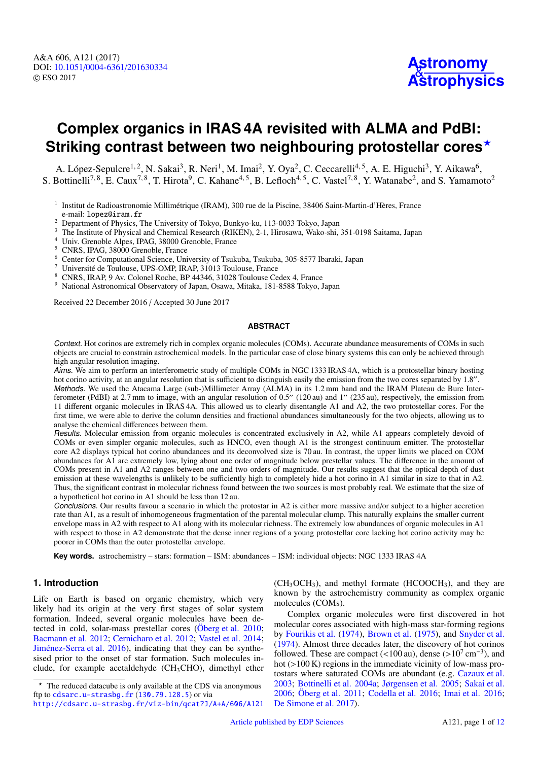# Complex organics in IRAS 4A revisited with ALMA and PdBI: Striking contrast between two neighbouring protostellar cores*

A. López-Sepulcre[1,2], N. Sakai[3], R. Neri[1], M. Imai[2], Y. Oya[2], C. Ceccarelli[4,5], A. E. Higuchi[3], Y. Aikawa[6], S. Bottinelli[7,8], E. Caux[7,8], T. Hirota[9], C. Kahane[4,5], B. Lefloch[4,5], C. Vastel[7,8], Y. Watanabe[2], and S. Yamamoto[2]

[1] Institut de Radioastronomie Millimétrique (IRAM), 300 rue de la Piscine, 38406 Saint-Martin-d'Hères, France
e-mail: lopez@iram.fr
[2] Department of Physics, The University of Tokyo, Bunkyo-ku, 113-0033 Tokyo, Japan
[3] The Institute of Physical and Chemical Research (RIKEN), 2-1, Hirosawa, Wako-shi, 351-0198 Saitama, Japan
[4] Univ. Grenoble Alpes, IPAG, 38000 Grenoble, France
[5] CNRS, IPAG, 38000 Grenoble, France
[6] Center for Computational Science, University of Tsukuba, Tsukuba, 305-8577 Ibaraki, Japan
[7] Université de Toulouse, UPS-OMP, IRAP, 31013 Toulouse, France
[8] CNRS, IRAP, 9 Av. Colonel Roche, BP 44346, 31028 Toulouse Cedex 4, France
[9] National Astronomical Observatory of Japan, Osawa, Mitaka, 181-8588 Tokyo, Japan

Received 22 December 2016 / Accepted 30 June 2017

## ABSTRACT

*Context.* Hot corinos are extremely rich in complex organic molecules (COMs). Accurate abundance measurements of COMs in such objects are crucial to constrain astrochemical models. In the particular case of close binary systems this can only be achieved through high angular resolution imaging.

*Aims.* We aim to perform an interferometric study of multiple COMs in NGC 1333 IRAS 4A, which is a protostellar binary hosting hot corino activity, at an angular resolution that is sufficient to distinguish easily the emission from the two cores separated by 1.8″.

*Methods.* We used the Atacama Large (sub-)Millimeter Array (ALMA) in its 1.2 mm band and the IRAM Plateau de Bure Interferometer (PdBI) at 2.7 mm to image, with an angular resolution of 0.5″ (120 au) and 1″ (235 au), respectively, the emission from 11 different organic molecules in IRAS 4A. This allowed us to clearly disentangle A1 and A2, the two protostellar cores. For the first time, we were able to derive the column densities and fractional abundances simultaneously for the two objects, allowing us to analyse the chemical differences between them.

*Results.* Molecular emission from organic molecules is concentrated exclusively in A2, while A1 appears completely devoid of COMs or even simpler organic molecules, such as HNCO, even though A1 is the strongest continuum emitter. The protostellar core A2 displays typical hot corino abundances and its deconvolved size is 70 au. In contrast, the upper limits we placed on COM abundances for A1 are extremely low, lying about one order of magnitude below prestellar values. The difference in the amount of COMs present in A1 and A2 ranges between one and two orders of magnitude. Our results suggest that the optical depth of dust emission at these wavelengths is unlikely to be sufficiently high to completely hide a hot corino in A1 similar in size to that in A2. Thus, the significant contrast in molecular richness found between the two sources is most probably real. We estimate that the size of a hypothetical hot corino in A1 should be less than 12 au.

*Conclusions.* Our results favour a scenario in which the protostar in A2 is either more massive and/or subject to a higher accretion rate than A1, as a result of inhomogeneous fragmentation of the parental molecular clump. This naturally explains the smaller current envelope mass in A2 with respect to A1 along with its molecular richness. The extremely low abundances of organic molecules in A1 with respect to those in A2 demonstrate that the dense inner regions of a young protostellar core lacking hot corino activity may be poorer in COMs than the outer protostellar envelope.

**Key words.** astrochemistry – stars: formation – ISM: abundances – ISM: individual objects: NGC 1333 IRAS 4A

## 1. Introduction

Life on Earth is based on organic chemistry, which very likely had its origin at the very first stages of solar system formation. Indeed, several organic molecules have been detected in cold, solar-mass prestellar cores (Öberg et al. 2010; Bacmann et al. 2012; Cernicharo et al. 2012; Vastel et al. 2014; Jiménez-Serra et al. 2016), indicating that they can be synthesised prior to the onset of star formation. Such molecules include, for example acetaldehyde ($CH_3CHO$), dimethyl ether ($CH_3OCH_3$), and methyl formate ($HCOOCH_3$), and they are known by the astrochemistry community as complex organic molecules (COMs).

Complex organic molecules were first discovered in hot molecular cores associated with high-mass star-forming regions by Fourikis et al. (1974), Brown et al. (1975), and Snyder et al. (1974). Almost three decades later, the discovery of hot corinos followed. These are compact (<100 au), dense ($>10^7$ cm$^{-3}$), and hot (>100 K) regions in the immediate vicinity of low-mass protostars where saturated COMs are abundant (e.g. Cazaux et al. 2003; Bottinelli et al. 2004a; Jørgensen et al. 2005; Sakai et al. 2006; Öberg et al. 2011; Codella et al. 2016; Imai et al. 2016; De Simone et al. 2017).

* The reduced datacube is only available at the CDS via anonymous ftp to cdsarc.u-strasbg.fr (130.79.128.5) or via http://cdsarc.u-strasbg.fr/viz-bin/qcat?J/A+A/606/A121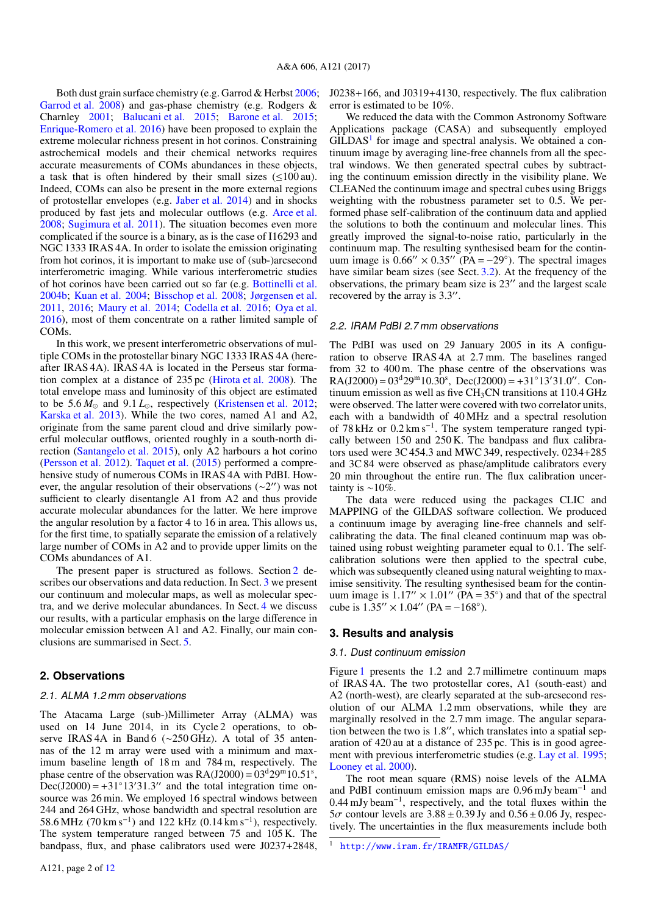Both dust grain surface chemistry (e.g. Garrod & Herbst 2006; Garrod et al. 2008) and gas-phase chemistry (e.g. Rodgers & Charnley 2001; Balucani et al. 2015; Barone et al. 2015; Enrique-Romero et al. 2016) have been proposed to explain the extreme molecular richness present in hot corinos. Constraining astrochemical models and their chemical networks requires accurate measurements of COMs abundances in these objects, a task that is often hindered by their small sizes (≤100 au). Indeed, COMs can also be present in the more external regions of protostellar envelopes (e.g. Jaber et al. 2014) and in shocks produced by fast jets and molecular outflows (e.g. Arce et al. 2008; Sugimura et al. 2011). The situation becomes even more complicated if the source is a binary, as is the case of I16293 and NGC 1333 IRAS 4A. In order to isolate the emission originating from hot corinos, it is important to make use of (sub-)arcsecond interferometric imaging. While various interferometric studies of hot corinos have been carried out so far (e.g. Bottinelli et al. 2004b; Kuan et al. 2004; Bisschop et al. 2008; Jørgensen et al. 2011, 2016; Maury et al. 2014; Codella et al. 2016; Oya et al. 2016), most of them concentrate on a rather limited sample of COMs.

In this work, we present interferometric observations of multiple COMs in the protostellar binary NGC 1333 IRAS 4A (hereafter IRAS 4A). IRAS 4A is located in the Perseus star formation complex at a distance of 235 pc (Hirota et al. 2008). The total envelope mass and luminosity of this object are estimated to be 5.6 $M_{\odot}$ and 9.1 $L_{\odot}$, respectively (Kristensen et al. 2012; Karska et al. 2013). While the two cores, named A1 and A2, originate from the same parent cloud and drive similarly powerful molecular outflows, oriented roughly in a south-north direction (Santangelo et al. 2015), only A2 harbours a hot corino (Persson et al. 2012). Taquet et al. (2015) performed a comprehensive study of numerous COMs in IRAS 4A with PdBI. However, the angular resolution of their observations (~2″) was not sufficient to clearly disentangle A1 from A2 and thus provide accurate molecular abundances for the latter. We here improve the angular resolution by a factor 4 to 16 in area. This allows us, for the first time, to spatially separate the emission of a relatively large number of COMs in A2 and to provide upper limits on the COMs abundances of A1.

The present paper is structured as follows. Section 2 describes our observations and data reduction. In Sect. 3 we present our continuum and molecular maps, as well as molecular spectra, and we derive molecular abundances. In Sect. 4 we discuss our results, with a particular emphasis on the large difference in molecular emission between A1 and A2. Finally, our main conclusions are summarised in Sect. 5.

## 2. Observations

### 2.1. ALMA 1.2 mm observations

The Atacama Large (sub-)Millimeter Array (ALMA) was used on 14 June 2014, in its Cycle 2 operations, to observe IRAS 4A in Band 6 (~250 GHz). A total of 35 antennas of the 12 m array were used with a minimum and maximum baseline length of 18 m and 784 m, respectively. The phase centre of the observation was RA(J2000) = $03^{d}29^{m}10.51^{s}$, Dec(J2000) = +31°13′31.3″ and the total integration time on-source was 26 min. We employed 16 spectral windows between 244 and 264 GHz, whose bandwidth and spectral resolution are 58.6 MHz (70 km s$^{-1}$) and 122 kHz (0.14 km s$^{-1}$), respectively. The system temperature ranged between 75 and 105 K. The bandpass, flux, and phase calibrators used were J0237+2848, J0238+166, and J0319+4130, respectively. The flux calibration error is estimated to be 10%.

We reduced the data with the Common Astronomy Software Applications package (CASA) and subsequently employed GILDAS[1] for image and spectral analysis. We obtained a continuum image by averaging line-free channels from all the spectral windows. We then generated spectral cubes by subtracting the continuum emission directly in the visibility plane. We CLEANed the continuum image and spectral cubes using Briggs weighting with the robustness parameter set to 0.5. We performed phase self-calibration of the continuum data and applied the solutions to both the continuum and molecular lines. This greatly improved the signal-to-noise ratio, particularly in the continuum map. The resulting synthesised beam for the continuum image is 0.66″ × 0.35″ (PA = −29°). The spectral images have similar beam sizes (see Sect. 3.2). At the frequency of the observations, the primary beam size is 23″ and the largest scale recovered by the array is 3.3″.

### 2.2. IRAM PdBI 2.7 mm observations

The PdBI was used on 29 January 2005 in its A configuration to observe IRAS 4A at 2.7 mm. The baselines ranged from 32 to 400 m. The phase centre of the observations was RA(J2000) = $03^{d}29^{m}10.30^{s}$, Dec(J2000) = +31°13′31.0″. Continuum emission as well as five $CH_3CN$ transitions at 110.4 GHz were observed. The latter were covered with two correlator units, each with a bandwidth of 40 MHz and a spectral resolution of 78 kHz or 0.2 km s$^{-1}$. The system temperature ranged typically between 150 and 250 K. The bandpass and flux calibrators used were 3C 454.3 and MWC 349, respectively. 0234+285 and 3C 84 were observed as phase/amplitude calibrators every 20 min throughout the entire run. The flux calibration uncertainty is ~10%.

The data were reduced using the packages CLIC and MAPPING of the GILDAS software collection. We produced a continuum image by averaging line-free channels and self-calibrating the data. The final cleaned continuum map was obtained using robust weighting parameter equal to 0.1. The self-calibration solutions were then applied to the spectral cube, which was subsequently cleaned using natural weighting to maximise sensitivity. The resulting synthesised beam for the continuum image is 1.17″ × 1.01″ (PA = 35°) and that of the spectral cube is 1.35″ × 1.04″ (PA = −168°).

## 3. Results and analysis

### 3.1. Dust continuum emission

Figure 1 presents the 1.2 and 2.7 millimetre continuum maps of IRAS 4A. The two protostellar cores, A1 (south-east) and A2 (north-west), are clearly separated at the sub-arcsecond resolution of our ALMA 1.2 mm observations, while they are marginally resolved in the 2.7 mm image. The angular separation between the two is 1.8″, which translates into a spatial separation of 420 au at a distance of 235 pc. This is in good agreement with previous interferometric studies (e.g. Lay et al. 1995; Looney et al. 2000).

The root mean square (RMS) noise levels of the ALMA and PdBI continuum emission maps are 0.96 mJy beam$^{-1}$ and 0.44 mJy beam$^{-1}$, respectively, and the total fluxes within the 5$\sigma$ contour levels are 3.88 ± 0.39 Jy and 0.56 ± 0.06 Jy, respectively. The uncertainties in the flux measurements include both

[1] http://www.iram.fr/IRAMFR/GILDAS/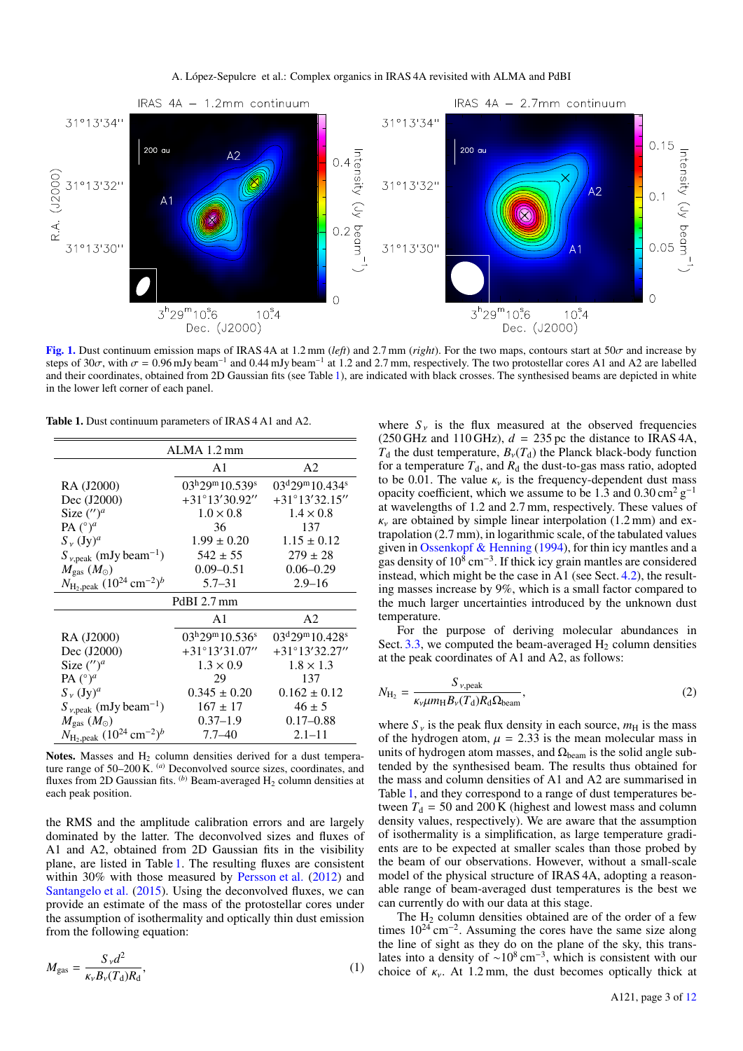Fig. 1. Dust continuum emission maps of IRAS 4A at 1.2 mm (*left*) and 2.7 mm (*right*). For the two maps, contours start at 50$\sigma$ and increase by steps of 30$\sigma$, with $\sigma$ = 0.96 mJy beam$^{-1}$ and 0.44 mJy beam$^{-1}$ at 1.2 and 2.7 mm, respectively. The two protostellar cores A1 and A2 are labelled and their coordinates, obtained from 2D Gaussian fits (see Table 1), are indicated with black crosses. The synthesised beams are depicted in white in the lower left corner of each panel.

**Table 1.** Dust continuum parameters of IRAS 4 A1 and A2.

| ALMA 1.2 mm | | |
|---|---|---|
| | A1 | A2 |
| RA (J2000) | 03$^{h}$29$^{m}$10.539$^{s}$ | 03$^{d}$29$^{m}$10.434$^{s}$ |
| Dec (J2000) | +31°13′30.92″ | +31°13′32.15″ |
| Size (″)$^{a}$ | 1.0 × 0.8 | 1.4 × 0.8 |
| PA (°)$^{a}$ | 36 | 137 |
| $S_\nu$ (Jy)$^{a}$ | 1.99 ± 0.20 | 1.15 ± 0.12 |
| $S_{\nu,\mathrm{peak}}$ (mJy beam$^{-1}$) | 542 ± 55 | 279 ± 28 |
| $M_\mathrm{gas}$ ($M_\odot$) | 0.09–0.51 | 0.06–0.29 |
| $N_{\mathrm{H_2,peak}}$ ($10^{24}$ cm$^{-2}$)$^{b}$ | 5.7–31 | 2.9–16 |
| **PdBI 2.7 mm** | | |
| | A1 | A2 |
| RA (J2000) | 03$^{h}$29$^{m}$10.536$^{s}$ | 03$^{d}$29$^{m}$10.428$^{s}$ |
| Dec (J2000) | +31°13′31.07″ | +31°13′32.27″ |
| Size (″)$^{a}$ | 1.3 × 0.9 | 1.8 × 1.3 |
| PA (°)$^{a}$ | 29 | 137 |
| $S_\nu$ (Jy)$^{a}$ | 0.345 ± 0.20 | 0.162 ± 0.12 |
| $S_{\nu,\mathrm{peak}}$ (mJy beam$^{-1}$) | 167 ± 17 | 46 ± 5 |
| $M_\mathrm{gas}$ ($M_\odot$) | 0.37–1.9 | 0.17–0.88 |
| $N_{\mathrm{H_2,peak}}$ ($10^{24}$ cm$^{-2}$)$^{b}$ | 7.7–40 | 2.1–11 |

**Notes.** Masses and $H_2$ column densities derived for a dust temperature range of 50–200 K. $^{(a)}$ Deconvolved source sizes, coordinates, and fluxes from 2D Gaussian fits. $^{(b)}$ Beam-averaged $H_2$ column densities at each peak position.

the RMS and the amplitude calibration errors and are largely dominated by the latter. The deconvolved sizes and fluxes of A1 and A2, obtained from 2D Gaussian fits in the visibility plane, are listed in Table 1. The resulting fluxes are consistent within 30% with those measured by Persson et al. (2012) and Santangelo et al. (2015). Using the deconvolved fluxes, we can provide an estimate of the mass of the protostellar cores under the assumption of isothermality and optically thin dust emission from the following equation:

$$M_\mathrm{gas} = \frac{S_\nu d^2}{\kappa_\nu B_\nu(T_\mathrm{d}) R_\mathrm{d}}, \tag{1}$$

where $S_\nu$ is the flux measured at the observed frequencies (250 GHz and 110 GHz), $d$ = 235 pc the distance to IRAS 4A, $T_\mathrm{d}$ the dust temperature, $B_\nu(T_\mathrm{d})$ the Planck black-body function for a temperature $T_\mathrm{d}$, and $R_\mathrm{d}$ the dust-to-gas mass ratio, adopted to be 0.01. The value $\kappa_\nu$ is the frequency-dependent dust mass opacity coefficient, which we assume to be 1.3 and 0.30 cm$^2$ g$^{-1}$ at wavelengths of 1.2 and 2.7 mm, respectively. These values of $\kappa_\nu$ are obtained by simple linear interpolation (1.2 mm) and extrapolation (2.7 mm), in logarithmic scale, of the tabulated values given in Ossenkopf & Henning (1994), for thin icy mantles and a gas density of $10^8$ cm$^{-3}$. If thick icy grain mantles are considered instead, which might be the case in A1 (see Sect. 4.2), the resulting masses increase by 9%, which is a small factor compared to the much larger uncertainties introduced by the unknown dust temperature.

For the purpose of deriving molecular abundances in Sect. 3.3, we computed the beam-averaged $H_2$ column densities at the peak coordinates of A1 and A2, as follows:

$$N_{\mathrm{H_2}} = \frac{S_{\nu,\mathrm{peak}}}{\kappa_\nu \mu m_\mathrm{H} B_\nu(T_\mathrm{d}) R_\mathrm{d} \Omega_\mathrm{beam}}, \tag{2}$$

where $S_\nu$ is the peak flux density in each source, $m_\mathrm{H}$ is the mass of the hydrogen atom, $\mu$ = 2.33 is the mean molecular mass in units of hydrogen atom masses, and $\Omega_\mathrm{beam}$ is the solid angle subtended by the synthesised beam. The results thus obtained for the mass and column densities of A1 and A2 are summarised in Table 1, and they correspond to a range of dust temperatures between $T_\mathrm{d}$ = 50 and 200 K (highest and lowest mass and column density values, respectively). We are aware that the assumption of isothermality is a simplification, as large temperature gradients are expected at smaller scales than those probed by the beam of our observations. However, without a small-scale model of the physical structure of IRAS 4A, adopting a reasonable range of beam-averaged dust temperatures is the best we can currently do with our data at this stage.

The $H_2$ column densities obtained are of the order of a few times $10^{24}$ cm$^{-2}$. Assuming the cores have the same size along the line of sight as they do on the plane of the sky, this translates into a density of ~$10^8$ cm$^{-3}$, which is consistent with our choice of $\kappa_\nu$. At 1.2 mm, the dust becomes optically thick at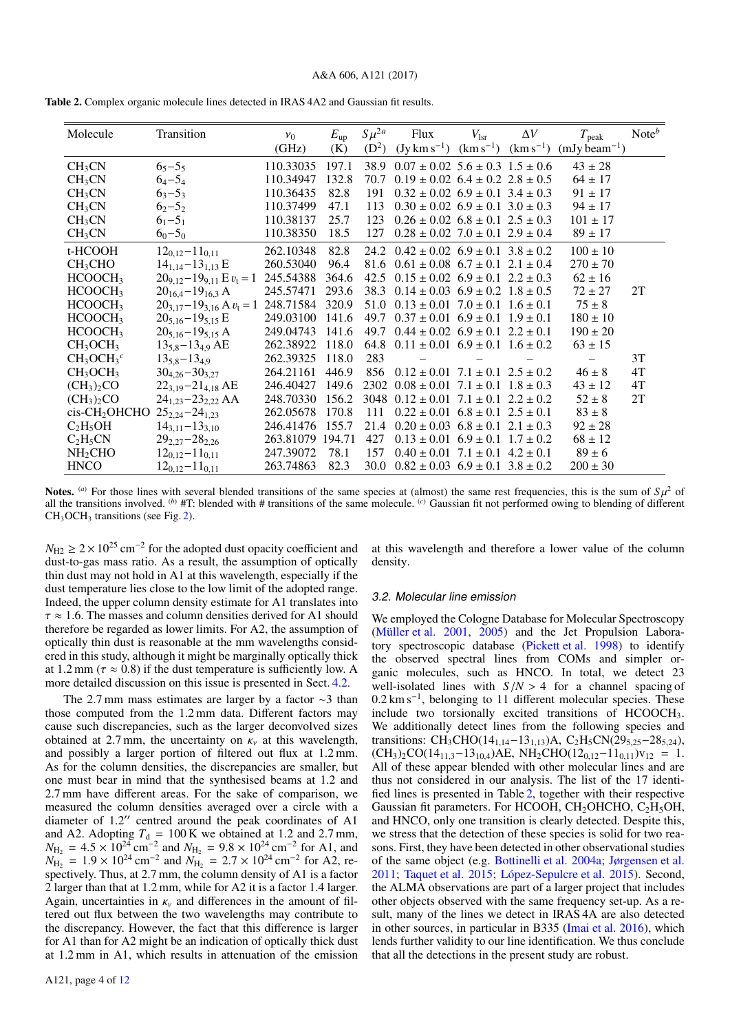**Table 2.** Complex organic molecule lines detected in IRAS 4A2 and Gaussian fit results.

| Molecule | Transition | $\nu_0$ (GHz) | $E_{\rm up}$ (K) | $S\mu^{2a}$ (D$^2$) | Flux (Jy km s$^{-1}$) | $V_{\rm lsr}$ (km s$^{-1}$) | $\Delta V$ (km s$^{-1}$) | $T_{\rm peak}$ (mJy beam$^{-1}$) | Note$^b$ |
|---|---|---|---|---|---|---|---|---|---|
| $CH_3CN$ | $6_5$–$5_5$ | 110.33035 | 197.1 | 38.9 | 0.07 ± 0.02 | 5.6 ± 0.3 | 1.5 ± 0.6 | 43 ± 28 | |
| $CH_3CN$ | $6_4$–$5_4$ | 110.34947 | 132.8 | 70.7 | 0.19 ± 0.02 | 6.4 ± 0.2 | 2.8 ± 0.5 | 64 ± 17 | |
| $CH_3CN$ | $6_3$–$5_3$ | 110.36435 | 82.8 | 191 | 0.32 ± 0.02 | 6.9 ± 0.1 | 3.4 ± 0.3 | 91 ± 17 | |
| $CH_3CN$ | $6_2$–$5_2$ | 110.37499 | 47.1 | 113 | 0.30 ± 0.02 | 6.9 ± 0.1 | 3.0 ± 0.3 | 94 ± 17 | |
| $CH_3CN$ | $6_1$–$5_1$ | 110.38137 | 25.7 | 123 | 0.26 ± 0.02 | 6.8 ± 0.1 | 2.5 ± 0.3 | 101 ± 17 | |
| $CH_3CN$ | $6_0$–$5_0$ | 110.38350 | 18.5 | 127 | 0.28 ± 0.02 | 7.0 ± 0.1 | 2.9 ± 0.4 | 89 ± 17 | |
| t-HCOOH | $12_{0,12}$–$11_{0,11}$ | 262.10348 | 82.8 | 24.2 | 0.42 ± 0.02 | 6.9 ± 0.1 | 3.8 ± 0.2 | 100 ± 10 | |
| $CH_3CHO$ | $14_{1,14}$–$13_{1,13}$ E | 260.53040 | 96.4 | 81.6 | 0.61 ± 0.08 | 6.7 ± 0.1 | 2.1 ± 0.4 | 270 ± 70 | |
| $HCOOCH_3$ | $20_{9,12}$–$19_{9,11}$ E $v_t = 1$ | 245.54388 | 364.6 | 42.5 | 0.15 ± 0.02 | 6.9 ± 0.1 | 2.2 ± 0.3 | 62 ± 16 | |
| $HCOOCH_3$ | $20_{16,4}$–$19_{16,3}$ A | 245.57471 | 293.6 | 38.3 | 0.14 ± 0.03 | 6.9 ± 0.2 | 1.8 ± 0.5 | 72 ± 27 | 2T |
| $HCOOCH_3$ | $20_{3,17}$–$19_{3,16}$ A $v_t = 1$ | 248.71584 | 320.9 | 51.0 | 0.13 ± 0.01 | 7.0 ± 0.1 | 1.6 ± 0.1 | 75 ± 8 | |
| $HCOOCH_3$ | $20_{5,16}$–$19_{5,15}$ E | 249.03100 | 141.6 | 49.7 | 0.37 ± 0.01 | 6.9 ± 0.1 | 1.9 ± 0.1 | 180 ± 10 | |
| $HCOOCH_3$ | $20_{5,16}$–$19_{5,15}$ A | 249.04743 | 141.6 | 49.7 | 0.44 ± 0.02 | 6.9 ± 0.1 | 2.2 ± 0.1 | 190 ± 20 | |
| $CH_3OCH_3$ | $13_{5,8}$–$13_{4,9}$ AE | 262.38922 | 118.0 | 64.8 | 0.11 ± 0.01 | 6.9 ± 0.1 | 1.6 ± 0.2 | 63 ± 15 | |
| $CH_3OCH_3$$^c$ | $13_{5,8}$–$13_{4,9}$ | 262.39325 | 118.0 | 283 | – | – | – | – | 3T |
| $CH_3OCH_3$ | $30_{4,26}$–$30_{3,27}$ | 264.21161 | 446.9 | 856 | 0.12 ± 0.01 | 7.1 ± 0.1 | 2.5 ± 0.2 | 46 ± 8 | 4T |
| $(CH_3)_2CO$ | $22_{3,19}$–$21_{4,18}$ AE | 246.40427 | 149.6 | 2302 | 0.08 ± 0.01 | 7.1 ± 0.1 | 1.8 ± 0.3 | 43 ± 12 | 4T |
| $(CH_3)_2CO$ | $24_{1,23}$–$23_{2,22}$ AA | 248.70330 | 156.2 | 3048 | 0.12 ± 0.01 | 7.1 ± 0.1 | 2.2 ± 0.2 | 52 ± 8 | 2T |
| cis-$CH_2OHCHO$ | $25_{2,24}$–$24_{1,23}$ | 262.05678 | 170.8 | 111 | 0.22 ± 0.01 | 6.8 ± 0.1 | 2.5 ± 0.1 | 83 ± 8 | |
| $C_2H_5OH$ | $14_{3,11}$–$13_{3,10}$ | 246.41476 | 155.7 | 21.4 | 0.20 ± 0.03 | 6.8 ± 0.1 | 2.1 ± 0.3 | 92 ± 28 | |
| $C_2H_5CN$ | $29_{2,27}$–$28_{2,26}$ | 263.81079 | 194.71 | 427 | 0.13 ± 0.01 | 6.9 ± 0.1 | 1.7 ± 0.2 | 68 ± 12 | |
| $NH_2CHO$ | $12_{0,12}$–$11_{0,11}$ | 247.39072 | 78.1 | 157 | 0.40 ± 0.01 | 7.1 ± 0.1 | 4.2 ± 0.1 | 89 ± 6 | |
| HNCO | $12_{0,12}$–$11_{0,11}$ | 263.74863 | 82.3 | 30.0 | 0.82 ± 0.03 | 6.9 ± 0.1 | 3.8 ± 0.2 | 200 ± 30 | |

**Notes.** [a] For those lines with several blended transitions of the same species at (almost) the same rest frequencies, this is the sum of $S\mu^2$ of all the transitions involved. [b] #T: blended with # transitions of the same molecule. [c] Gaussian fit not performed owing to blending of different $CH_3OCH_3$ transitions (see Fig. 2).

$N_{\rm H2} \geq 2\times10^{25}$ cm$^{-2}$ for the adopted dust opacity coefficient and dust-to-gas mass ratio. As a result, the assumption of optically thin dust may not hold in A1 at this wavelength, especially if the dust temperature lies close to the low limit of the adopted range. Indeed, the upper column density estimate for A1 translates into $\tau \approx 1.6$. The masses and column densities derived for A1 should therefore be regarded as lower limits. For A2, the assumption of optically thin dust is reasonable at the mm wavelengths considered in this study, although it might be marginally optically thick at 1.2 mm ($\tau \approx 0.8$) if the dust temperature is sufficiently low. A more detailed discussion on this issue is presented in Sect. 4.2.

The 2.7 mm mass estimates are larger by a factor ~3 than those computed from the 1.2 mm data. Different factors may cause such discrepancies, such as the larger deconvolved sizes obtained at 2.7 mm, the uncertainty on $\kappa_\nu$ at this wavelength, and possibly a larger portion of filtered out flux at 1.2 mm. As for the column densities, the discrepancies are smaller, but one must bear in mind that the synthesised beams at 1.2 and 2.7 mm have different areas. For the sake of comparison, we measured the column densities averaged over a circle with a diameter of 1.2″ centred around the peak coordinates of A1 and A2. Adopting $T_{\rm d}$ = 100 K we obtained at 1.2 and 2.7 mm, $N_{\rm H_2} = 4.5\times10^{24}$ cm$^{-2}$ and $N_{\rm H_2} = 9.8\times10^{24}$ cm$^{-2}$ for A1, and $N_{\rm H_2} = 1.9\times10^{24}$ cm$^{-2}$ and $N_{\rm H_2} = 2.7\times10^{24}$ cm$^{-2}$ for A2, respectively. Thus, at 2.7 mm, the column density of A1 is a factor 2 larger than that at 1.2 mm, while for A2 it is a factor 1.4 larger. Again, uncertainties in $\kappa_\nu$ and differences in the amount of filtered out flux between the two wavelengths may contribute to the discrepancy. However, the fact that this difference is larger for A1 than for A2 might be an indication of optically thick dust at 1.2 mm in A1, which results in attenuation of the emission at this wavelength and therefore a lower value of the column density.

### 3.2. Molecular line emission

We employed the Cologne Database for Molecular Spectroscopy (Müller et al. 2001, 2005) and the Jet Propulsion Laboratory spectroscopic database (Pickett et al. 1998) to identify the observed spectral lines from COMs and simpler organic molecules, such as HNCO. In total, we detect 23 well-isolated lines with $S/N > 4$ for a channel spacing of 0.2 km s$^{-1}$, belonging to 11 different molecular species. These include two torsionally excited transitions of $HCOOCH_3$. We additionally detect lines from the following species and transitions: $CH_3CHO(14_{1,14}$–$13_{1,13})$A, $C_2H_5CN(29_{5,25}$–$28_{5,24})$, $(CH_3)_2CO(14_{11,3}$–$13_{10,4})$AE, $NH_2CHO(12_{0,12}$–$11_{0,11})v_{12}$ = 1. All of these appear blended with other molecular lines and are thus not considered in our analysis. The list of the 17 identified lines is presented in Table 2, together with their respective Gaussian fit parameters. For HCOOH, $CH_2OHCHO$, $C_2H_5OH$, and HNCO, only one transition is clearly detected. Despite this, we stress that the detection of these species is solid for two reasons. First, they have been detected in other observational studies of the same object (e.g. Bottinelli et al. 2004a; Jørgensen et al. 2011; Taquet et al. 2015; López-Sepulcre et al. 2015). Second, the ALMA observations are part of a larger project that includes other objects observed with the same frequency set-up. As a result, many of the lines we detect in IRAS 4A are also detected in other sources, in particular in B335 (Imai et al. 2016), which lends further validity to our line identification. We thus conclude that all the detections in the present study are robust.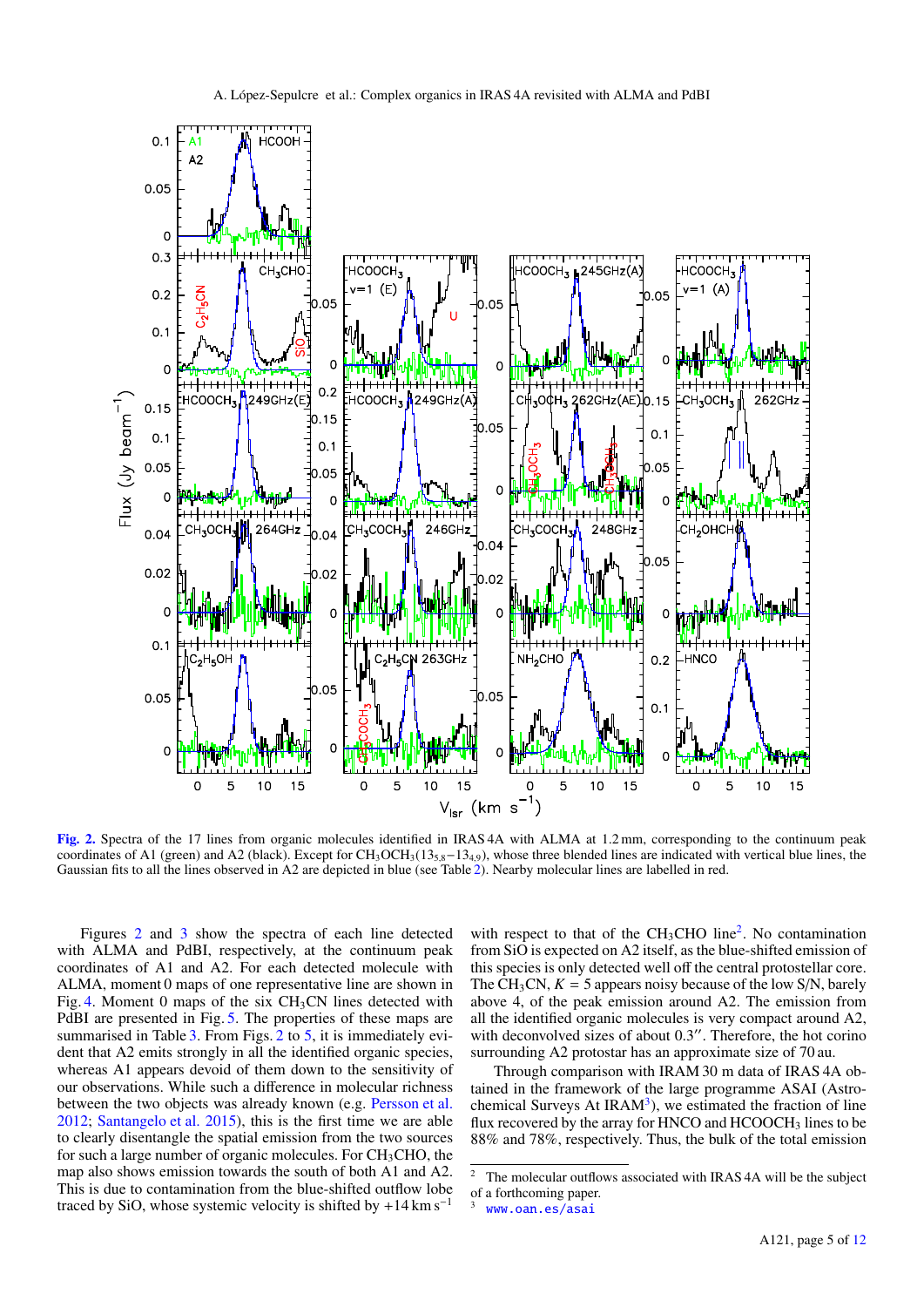**Fig. 2.** Spectra of the 17 lines from organic molecules identified in IRAS 4A with ALMA at 1.2 mm, corresponding to the continuum peak coordinates of A1 (green) and A2 (black). Except for $CH_3OCH_3(13_{5,8}-13_{4,9})$, whose three blended lines are indicated with vertical blue lines, the Gaussian fits to all the lines observed in A2 are depicted in blue (see Table 2). Nearby molecular lines are labelled in red.

Figures 2 and 3 show the spectra of each line detected with ALMA and PdBI, respectively, at the continuum peak coordinates of A1 and A2. For each detected molecule with ALMA, moment 0 maps of one representative line are shown in Fig. 4. Moment 0 maps of the six $CH_3CN$ lines detected with PdBI are presented in Fig. 5. The properties of these maps are summarised in Table 3. From Figs. 2 to 5, it is immediately evident that A2 emits strongly in all the identified organic species, whereas A1 appears devoid of them down to the sensitivity of our observations. While such a difference in molecular richness between the two objects was already known (e.g. Persson et al. 2012; Santangelo et al. 2015), this is the first time we are able to clearly disentangle the spatial emission from the two sources for such a large number of organic molecules. For $CH_3CHO$, the map also shows emission towards the south of both A1 and A2. This is due to contamination from the blue-shifted outflow lobe traced by SiO, whose systemic velocity is shifted by $+14\,\mathrm{km\,s^{-1}}$ with respect to that of the $CH_3CHO$ line[2]. No contamination from SiO is expected on A2 itself, as the blue-shifted emission of this species is only detected well off the central protostellar core. The $CH_3CN$, $K = 5$ appears noisy because of the low S/N, barely above 4, of the peak emission around A2. The emission from all the identified organic molecules is very compact around A2, with deconvolved sizes of about 0.3″. Therefore, the hot corino surrounding A2 protostar has an approximate size of 70 au.

Through comparison with IRAM 30 m data of IRAS 4A obtained in the framework of the large programme ASAI (Astrochemical Surveys At IRAM[3]), we estimated the fraction of line flux recovered by the array for HNCO and $HCOOCH_3$ lines to be 88% and 78%, respectively. Thus, the bulk of the total emission

[2] The molecular outflows associated with IRAS 4A will be the subject of a forthcoming paper.

[3] www.oan.es/asai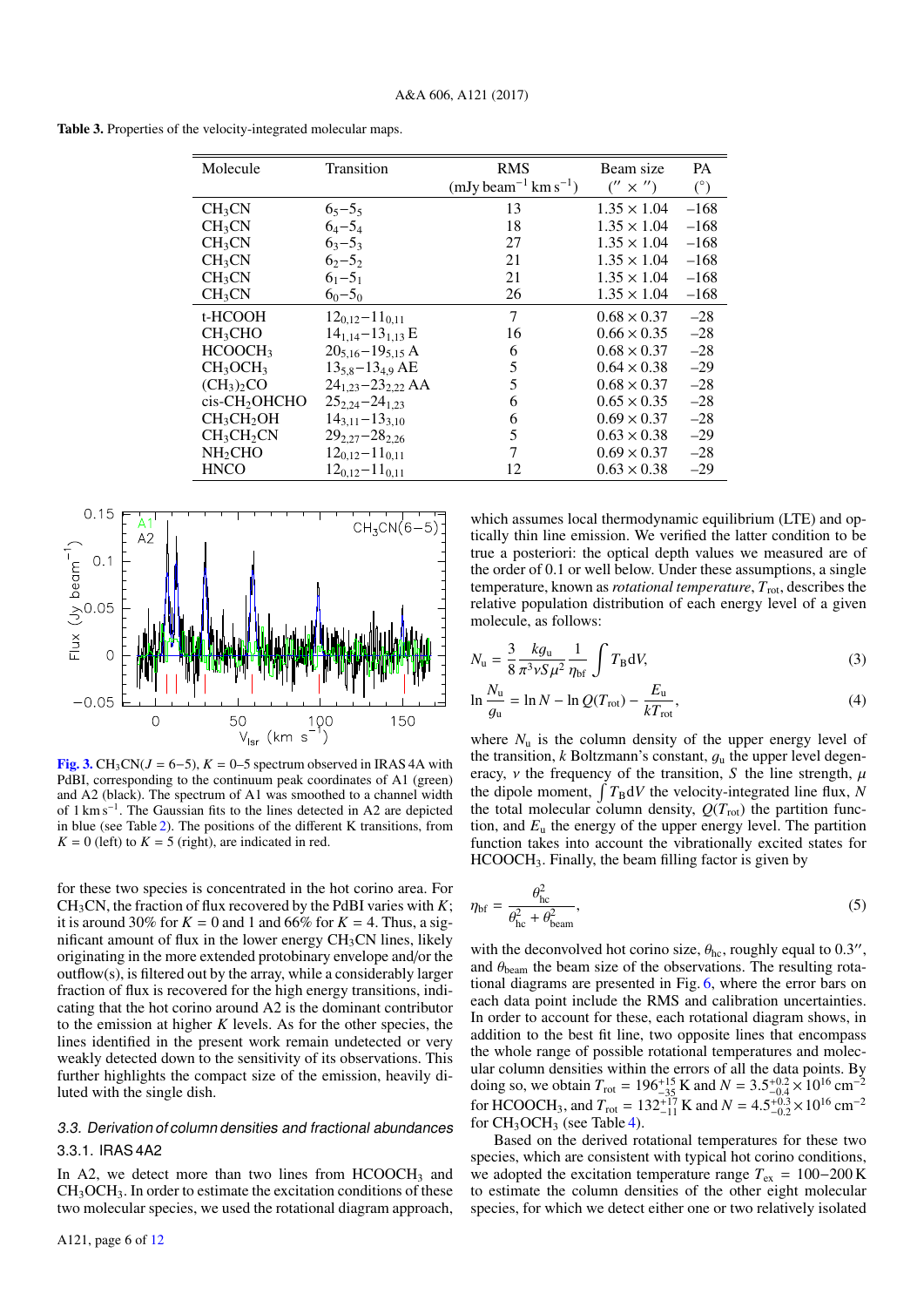**Table 3.** Properties of the velocity-integrated molecular maps.

| Molecule | Transition | RMS (mJy beam$^{-1}$ km s$^{-1}$) | Beam size ($'' \times ''$) | PA ($^\circ$) |
|---|---|---|---|---|
| $CH_3CN$ | $6_5$–$5_5$ | 13 | 1.35 × 1.04 | −168 |
| $CH_3CN$ | $6_4$–$5_4$ | 18 | 1.35 × 1.04 | −168 |
| $CH_3CN$ | $6_3$–$5_3$ | 27 | 1.35 × 1.04 | −168 |
| $CH_3CN$ | $6_2$–$5_2$ | 21 | 1.35 × 1.04 | −168 |
| $CH_3CN$ | $6_1$–$5_1$ | 21 | 1.35 × 1.04 | −168 |
| $CH_3CN$ | $6_0$–$5_0$ | 26 | 1.35 × 1.04 | −168 |
| t-HCOOH | $12_{0,12}$–$11_{0,11}$ | 7 | 0.68 × 0.37 | −28 |
| $CH_3CHO$ | $14_{1,14}$–$13_{1,13}$ E | 16 | 0.66 × 0.35 | −28 |
| $HCOOCH_3$ | $20_{5,16}$–$19_{5,15}$ A | 6 | 0.68 × 0.37 | −28 |
| $CH_3OCH_3$ | $13_{5,8}$–$13_{4,9}$ AE | 5 | 0.64 × 0.38 | −29 |
| $(CH_3)_2CO$ | $24_{1,23}$–$23_{2,22}$ AA | 5 | 0.68 × 0.37 | −28 |
| cis-$CH_2OHCHO$ | $25_{2,24}$–$24_{1,23}$ | 6 | 0.65 × 0.35 | −28 |
| $CH_3CH_2OH$ | $14_{3,11}$–$13_{3,10}$ | 6 | 0.69 × 0.37 | −28 |
| $CH_3CH_2CN$ | $29_{2,27}$–$28_{2,26}$ | 5 | 0.63 × 0.38 | −29 |
| $NH_2CHO$ | $12_{0,12}$–$11_{0,11}$ | 7 | 0.69 × 0.37 | −28 |
| HNCO | $12_{0,12}$–$11_{0,11}$ | 12 | 0.63 × 0.38 | −29 |

**Fig. 3.** $CH_3CN$($J$ = 6−5), $K$ = 0–5 spectrum observed in IRAS 4A with PdBI, corresponding to the continuum peak coordinates of A1 (green) and A2 (black). The spectrum of A1 was smoothed to a channel width of 1 km s$^{-1}$. The Gaussian fits to the lines detected in A2 are depicted in blue (see Table 2). The positions of the different K transitions, from $K$ = 0 (left) to $K$ = 5 (right), are indicated in red.

for these two species is concentrated in the hot corino area. For $CH_3CN$, the fraction of flux recovered by the PdBI varies with $K$; it is around 30% for $K$ = 0 and 1 and 66% for $K$ = 4. Thus, a significant amount of flux in the lower energy $CH_3CN$ lines, likely originating in the more extended protobinary envelope and/or the outflow(s), is filtered out by the array, while a considerably larger fraction of flux is recovered for the high energy transitions, indicating that the hot corino around A2 is the dominant contributor to the emission at higher $K$ levels. As for the other species, the lines identified in the present work remain undetected or very weakly detected down to the sensitivity of its observations. This further highlights the compact size of the emission, heavily diluted with the single dish.

### 3.3. Derivation of column densities and fractional abundances

#### 3.3.1. IRAS 4A2

In A2, we detect more than two lines from $HCOOCH_3$ and $CH_3OCH_3$. In order to estimate the excitation conditions of these two molecular species, we used the rotational diagram approach, which assumes local thermodynamic equilibrium (LTE) and optically thin line emission. We verified the latter condition to be true a posteriori: the optical depth values we measured are of the order of 0.1 or well below. Under these assumptions, a single temperature, known as *rotational temperature*, $T_{\rm rot}$, describes the relative population distribution of each energy level of a given molecule, as follows:

$$N_{\rm u} = \frac{3}{8}\frac{k g_{\rm u}}{\pi^3 \nu S \mu^2}\frac{1}{\eta_{\rm bf}}\int T_{\rm B} {\rm d}V, \tag{3}$$

$$\ln\frac{N_{\rm u}}{g_{\rm u}} = \ln N - \ln Q(T_{\rm rot}) - \frac{E_{\rm u}}{kT_{\rm rot}}, \tag{4}$$

where $N_{\rm u}$ is the column density of the upper energy level of the transition, $k$ Boltzmann's constant, $g_{\rm u}$ the upper level degeneracy, $\nu$ the frequency of the transition, $S$ the line strength, $\mu$ the dipole moment, $\int T_{\rm B} {\rm d}V$ the velocity-integrated line flux, $N$ the total molecular column density, $Q(T_{\rm rot})$ the partition function, and $E_{\rm u}$ the energy of the upper energy level. The partition function takes into account the vibrationally excited states for $HCOOCH_3$. Finally, the beam filling factor is given by

$$\eta_{\rm bf} = \frac{\theta_{\rm hc}^2}{\theta_{\rm hc}^2 + \theta_{\rm beam}^2}, \tag{5}$$

with the deconvolved hot corino size, $\theta_{\rm hc}$, roughly equal to 0.3″, and $\theta_{\rm beam}$ the beam size of the observations. The resulting rotational diagrams are presented in Fig. 6, where the error bars on each data point include the RMS and calibration uncertainties. In order to account for these, each rotational diagram shows, in addition to the best fit line, two opposite lines that encompass the whole range of possible rotational temperatures and molecular column densities within the errors of all the data points. By doing so, we obtain $T_{\rm rot} = 196^{+15}_{-35}$ K and $N = 3.5^{+0.2}_{-0.4}\times10^{16}$ cm$^{-2}$ for $HCOOCH_3$, and $T_{\rm rot} = 132^{+17}_{-11}$ K and $N = 4.5^{+0.3}_{-0.2}\times10^{16}$ cm$^{-2}$ for $CH_3OCH_3$ (see Table 4).

Based on the derived rotational temperatures for these two species, which are consistent with typical hot corino conditions, we adopted the excitation temperature range $T_{\rm ex}$ = 100−200 K to estimate the column densities of the other eight molecular species, for which we detect either one or two relatively isolated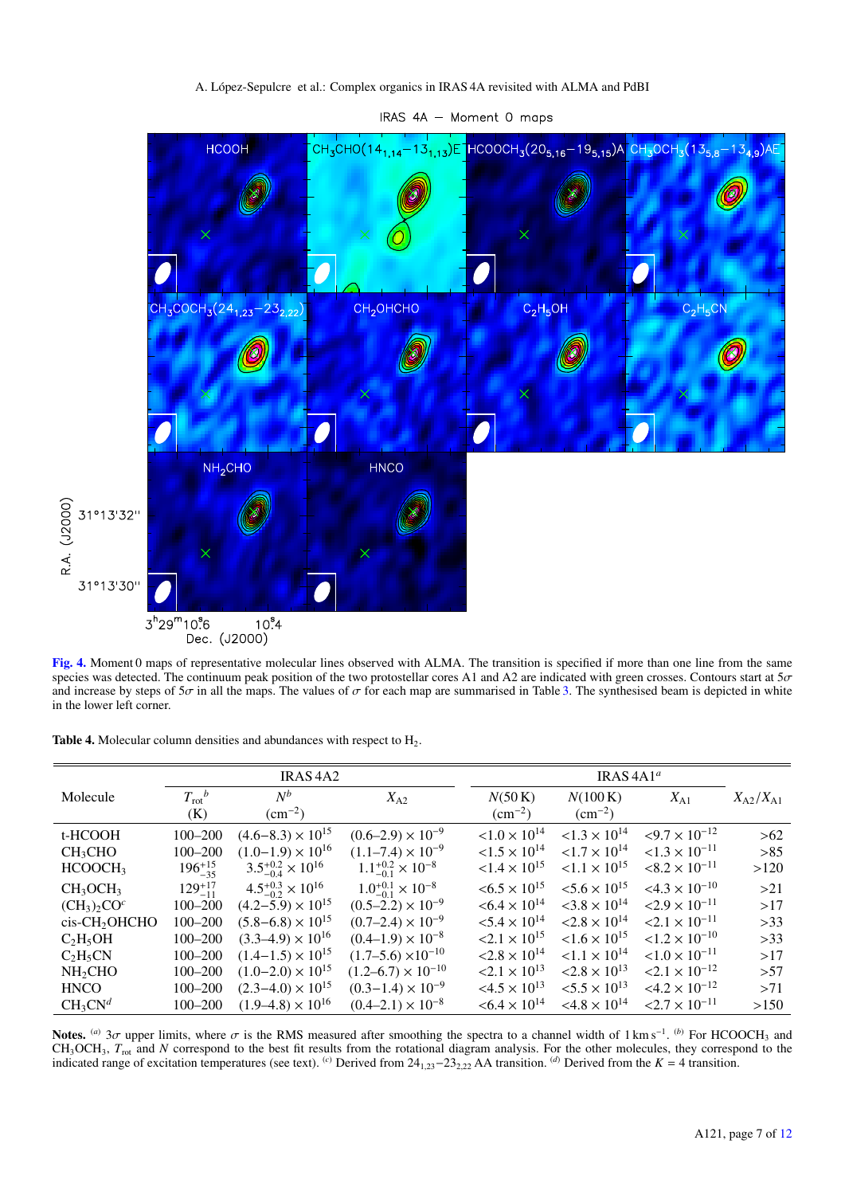**Fig. 4.** Moment 0 maps of representative molecular lines observed with ALMA. The transition is specified if more than one line from the same species was detected. The continuum peak position of the two protostellar cores A1 and A2 are indicated with green crosses. Contours start at $5\sigma$ and increase by steps of $5\sigma$ in all the maps. The values of $\sigma$ for each map are summarised in Table 3. The synthesised beam is depicted in white in the lower left corner.

**Table 4.** Molecular column densities and abundances with respect to $H_2$.

| Molecule | IRAS 4A2 $T_{rot}$[b] (K) | IRAS 4A2 $N$[b] (cm$^{-2}$) | IRAS 4A2 $X_{A2}$ | IRAS 4A1[a] $N$(50 K) (cm$^{-2}$) | IRAS 4A1[a] $N$(100 K) (cm$^{-2}$) | IRAS 4A1[a] $X_{A1}$ | $X_{A2}/X_{A1}$ |
|---|---|---|---|---|---|---|---|
| t-HCOOH | 100–200 | $(4.6–8.3) \times 10^{15}$ | $(0.6–2.9) \times 10^{-9}$ | $<1.0 \times 10^{14}$ | $<1.3 \times 10^{14}$ | $<9.7 \times 10^{-12}$ | >62 |
| $CH_3CHO$ | 100–200 | $(1.0–1.9) \times 10^{16}$ | $(1.1–7.4) \times 10^{-9}$ | $<1.5 \times 10^{14}$ | $<1.7 \times 10^{14}$ | $<1.3 \times 10^{-11}$ | >85 |
| $HCOOCH_3$ | $196^{+15}_{-35}$ | $3.5^{+0.2}_{-0.4} \times 10^{16}$ | $1.1^{+0.2}_{-0.1} \times 10^{-8}$ | $<1.4 \times 10^{15}$ | $<1.1 \times 10^{15}$ | $<8.2 \times 10^{-11}$ | >120 |
| $CH_3OCH_3$ | $129^{+17}_{-11}$ | $4.5^{+0.3}_{-0.2} \times 10^{16}$ | $1.0^{+0.1}_{-0.1} \times 10^{-8}$ | $<6.5 \times 10^{15}$ | $<5.6 \times 10^{15}$ | $<4.3 \times 10^{-10}$ | >21 |
| $(CH_3)_2CO$[c] | 100–200 | $(4.2–5.9) \times 10^{15}$ | $(0.5–2.2) \times 10^{-9}$ | $<6.4 \times 10^{14}$ | $<3.8 \times 10^{14}$ | $<2.9 \times 10^{-11}$ | >17 |
| cis-$CH_2OHCHO$ | 100–200 | $(5.8–6.8) \times 10^{15}$ | $(0.7–2.4) \times 10^{-9}$ | $<5.4 \times 10^{14}$ | $<2.8 \times 10^{14}$ | $<2.1 \times 10^{-11}$ | >33 |
| $C_2H_5OH$ | 100–200 | $(3.3–4.9) \times 10^{16}$ | $(0.4–1.9) \times 10^{-8}$ | $<2.1 \times 10^{15}$ | $<1.6 \times 10^{15}$ | $<1.2 \times 10^{-10}$ | >33 |
| $C_2H_5CN$ | 100–200 | $(1.4–1.5) \times 10^{15}$ | $(1.7–5.6) \times 10^{-10}$ | $<2.8 \times 10^{14}$ | $<1.1 \times 10^{14}$ | $<1.0 \times 10^{-11}$ | >17 |
| $NH_2CHO$ | 100–200 | $(1.0–2.0) \times 10^{15}$ | $(1.2–6.7) \times 10^{-10}$ | $<2.1 \times 10^{13}$ | $<2.8 \times 10^{13}$ | $<2.1 \times 10^{-12}$ | >57 |
| HNCO | 100–200 | $(2.3–4.0) \times 10^{15}$ | $(0.3–1.4) \times 10^{-9}$ | $<4.5 \times 10^{13}$ | $<5.5 \times 10^{13}$ | $<4.2 \times 10^{-12}$ | >71 |
| $CH_3CN$[d] | 100–200 | $(1.9–4.8) \times 10^{16}$ | $(0.4–2.1) \times 10^{-8}$ | $<6.4 \times 10^{14}$ | $<4.8 \times 10^{14}$ | $<2.7 \times 10^{-11}$ | >150 |

**Notes.** [a] $3\sigma$ upper limits, where $\sigma$ is the RMS measured after smoothing the spectra to a channel width of 1 km s$^{-1}$. [b] For $HCOOCH_3$ and $CH_3OCH_3$, $T_{rot}$ and $N$ correspond to the best fit results from the rotational diagram analysis. For the other molecules, they correspond to the indicated range of excitation temperatures (see text). [c] Derived from $24_{1,23}–23_{2,22}$ AA transition. [d] Derived from the $K = 4$ transition.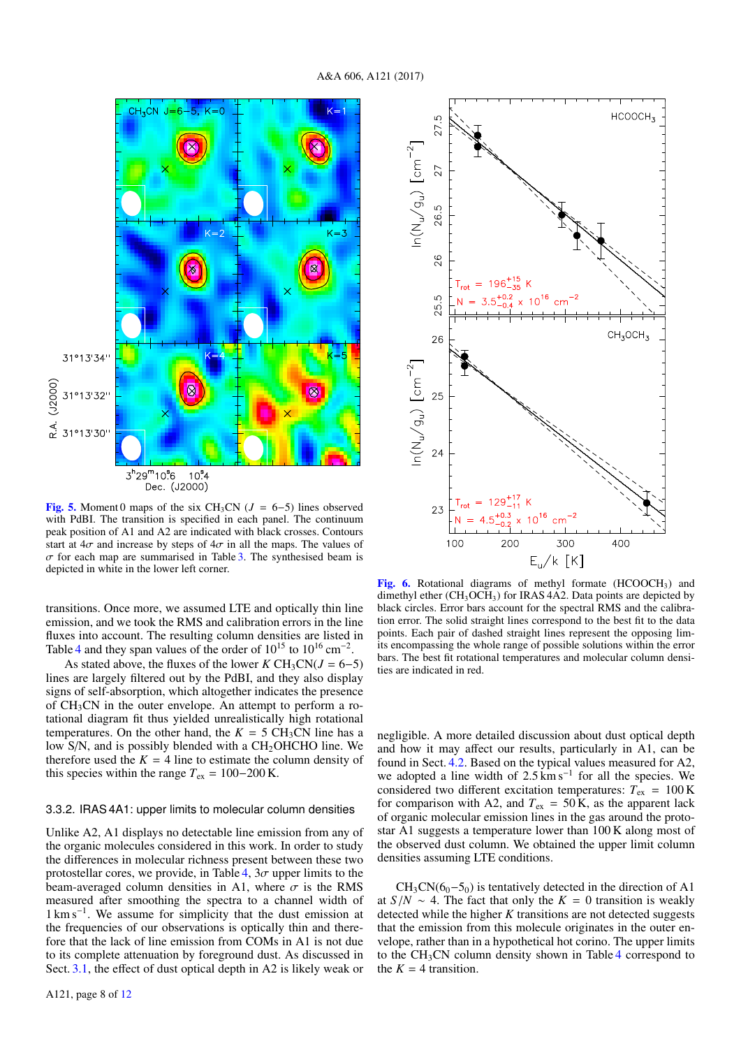Fig. 5. Moment 0 maps of the six $CH_3CN$ ($J$ = 6−5) lines observed with PdBI. The transition is specified in each panel. The continuum peak position of A1 and A2 are indicated with black crosses. Contours start at $4\sigma$ and increase by steps of $4\sigma$ in all the maps. The values of $\sigma$ for each map are summarised in Table 3. The synthesised beam is depicted in white in the lower left corner.

Fig. 6. Rotational diagrams of methyl formate ($HCOOCH_3$) and dimethyl ether ($CH_3OCH_3$) for IRAS 4A2. Data points are depicted by black circles. Error bars account for the spectral RMS and the calibration error. The solid straight lines correspond to the best fit to the data points. Each pair of dashed straight lines represent the opposing limits encompassing the whole range of possible solutions within the error bars. The best fit rotational temperatures and molecular column densities are indicated in red.

transitions. Once more, we assumed LTE and optically thin line emission, and we took the RMS and calibration errors in the line fluxes into account. The resulting column densities are listed in Table 4 and they span values of the order of $10^{15}$ to $10^{16}$ cm$^{-2}$.

As stated above, the fluxes of the lower $K$ $CH_3CN$($J$ = 6−5) lines are largely filtered out by the PdBI, and they also display signs of self-absorption, which altogether indicates the presence of $CH_3CN$ in the outer envelope. An attempt to perform a rotational diagram fit thus yielded unrealistically high rotational temperatures. On the other hand, the $K$ = 5 $CH_3CN$ line has a low S/N, and is possibly blended with a $CH_2OHCHO$ line. We therefore used the $K$ = 4 line to estimate the column density of this species within the range $T_{ex}$ = 100−200 K.

### 3.3.2. IRAS 4A1: upper limits to molecular column densities

Unlike A2, A1 displays no detectable line emission from any of the organic molecules considered in this work. In order to study the differences in molecular richness present between these two protostellar cores, we provide, in Table 4, $3\sigma$ upper limits to the beam-averaged column densities in A1, where $\sigma$ is the RMS measured after smoothing the spectra to a channel width of 1 km s$^{-1}$. We assume for simplicity that the dust emission at the frequencies of our observations is optically thin and therefore that the lack of line emission from COMs in A1 is not due to its complete attenuation by foreground dust. As discussed in Sect. 3.1, the effect of dust optical depth in A2 is likely weak or negligible. A more detailed discussion about dust optical depth and how it may affect our results, particularly in A1, can be found in Sect. 4.2. Based on the typical values measured for A2, we adopted a line width of 2.5 km s$^{-1}$ for all the species. We considered two different excitation temperatures: $T_{ex}$ = 100 K for comparison with A2, and $T_{ex}$ = 50 K, as the apparent lack of organic molecular emission lines in the gas around the protostar A1 suggests a temperature lower than 100 K along most of the observed dust column. We obtained the upper limit column densities assuming LTE conditions.

$CH_3CN$($6_0$−$5_0$) is tentatively detected in the direction of A1 at $S/N \sim 4$. The fact that only the $K$ = 0 transition is weakly detected while the higher $K$ transitions are not detected suggests that the emission from this molecule originates in the outer envelope, rather than in a hypothetical hot corino. The upper limits to the $CH_3CN$ column density shown in Table 4 correspond to the $K$ = 4 transition.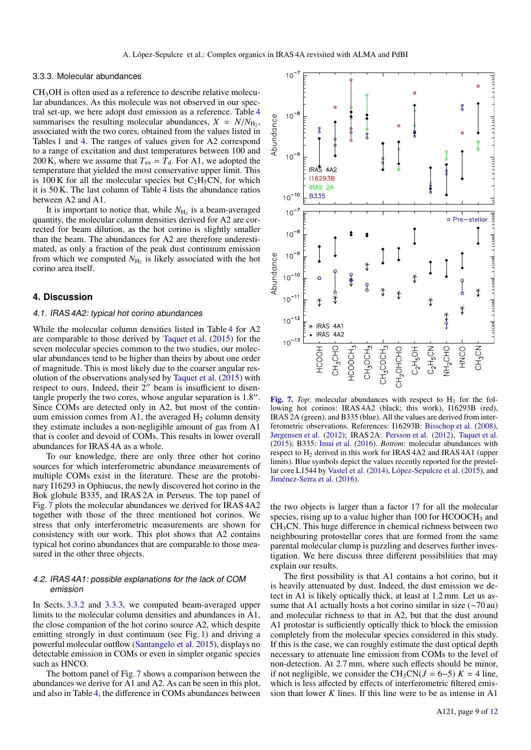#### 3.3.3. Molecular abundances

$CH_3OH$ is often used as a reference to describe relative molecular abundances. As this molecule was not observed in our spectral set-up, we here adopt dust emission as a reference. Table 4 summarises the resulting molecular abundances, $X = N/N_{H_2}$, associated with the two cores, obtained from the values listed in Tables 1 and 4. The ranges of values given for A2 correspond to a range of excitation and dust temperatures between 100 and 200 K, where we assume that $T_{ex} = T_d$. For A1, we adopted the temperature that yielded the most conservative upper limit. This is 100 K for all the molecular species but $C_2H_5CN$, for which it is 50 K. The last column of Table 4 lists the abundance ratios between A2 and A1.

It is important to notice that, while $N_{H_2}$ is a beam-averaged quantity, the molecular column densities derived for A2 are corrected for beam dilution, as the hot corino is slightly smaller than the beam. The abundances for A2 are therefore underestimated, as only a fraction of the peak dust continuum emission from which we computed $N_{H_2}$ is likely associated with the hot corino area itself.

## 4. Discussion

### 4.1. IRAS 4A2: typical hot corino abundances

While the molecular column densities listed in Table 4 for A2 are comparable to those derived by Taquet et al. (2015) for the seven molecular species common to the two studies, our molecular abundances tend to be higher than theirs by about one order of magnitude. This is most likely due to the coarser angular resolution of the observations analysed by Taquet et al. (2015) with respect to ours. Indeed, their 2″ beam is insufficient to disentangle properly the two cores, whose angular separation is 1.8″. Since COMs are detected only in A2, but most of the continuum emission comes from A1, the averaged $H_2$ column density they estimate includes a non-negligible amount of gas from A1 that is cooler and devoid of COMs. This results in lower overall abundances for IRAS 4A as a whole.

To our knowledge, there are only three other hot corino sources for which interferometric abundance measurements of multiple COMs exist in the literature. These are the protobinary I16293 in Ophiucus, the newly discovered hot corino in the Bok globule B335, and IRAS 2A in Perseus. The top panel of Fig. 7 plots the molecular abundances we derived for IRAS 4A2 together with those of the three mentioned hot corinos. We stress that only interferometric measurements are shown for consistency with our work. This plot shows that A2 contains typical hot corino abundances that are comparable to those measured in the other three objects.

### 4.2. IRAS 4A1: possible explanations for the lack of COM emission

In Sects. 3.3.2 and 3.3.3, we computed beam-averaged upper limits to the molecular column densities and abundances in A1, the close companion of the hot corino source A2, which despite emitting strongly in dust continuum (see Fig. 1) and driving a powerful molecular outflow (Santangelo et al. 2015), displays no detectable emission in COMs or even in simpler organic species such as HNCO.

The bottom panel of Fig. 7 shows a comparison between the abundances we derive for A1 and A2. As can be seen in this plot, and also in Table 4, the difference in COMs abundances between the two objects is larger than a factor 17 for all the molecular species, rising up to a value higher than 100 for $HCOOCH_3$ and $CH_3CN$. This huge difference in chemical richness between two neighbouring protostellar cores that are formed from the same parental molecular clump is puzzling and deserves further investigation. We here discuss three different possibilities that may explain our results.

The first possibility is that A1 contains a hot corino, but it is heavily attenuated by dust. Indeed, the dust emission we detect in A1 is likely optically thick, at least at 1.2 mm. Let us assume that A1 actually hosts a hot corino similar in size (~70 au) and molecular richness to that in A2, but that the dust around A1 protostar is sufficiently optically thick to block the emission completely from the molecular species considered in this study. If this is the case, we can roughly estimate the dust optical depth necessary to attenuate line emission from COMs to the level of non-detection. At 2.7 mm, where such effects should be minor, if not negligible, we consider the $CH_3CN(J = 6{-}5)$ $K = 4$ line, which is less affected by effects of interferometric filtered emission than lower $K$ lines. If this line were to be as intense in A1

**Fig. 7.** *Top*: molecular abundances with respect to $H_2$ for the following hot corinos: IRAS 4A2 (black; this work), I16293B (red), IRAS 2A (green), and B335 (blue). All the values are derived from interferometric observations. References: I16293B: Bisschop et al. (2008), Jørgensen et al. (2012); IRAS 2A: Persson et al. (2012), Taquet et al. (2015); B335: Imai et al. (2016). *Bottom*: molecular abundances with respect to $H_2$ derived in this work for IRAS 4A2 and IRAS 4A1 (upper limits). Blue symbols depict the values recently reported for the prestellar core L1544 by Vastel et al. (2014), López-Sepulcre et al. (2015), and Jiménez-Serra et al. (2016).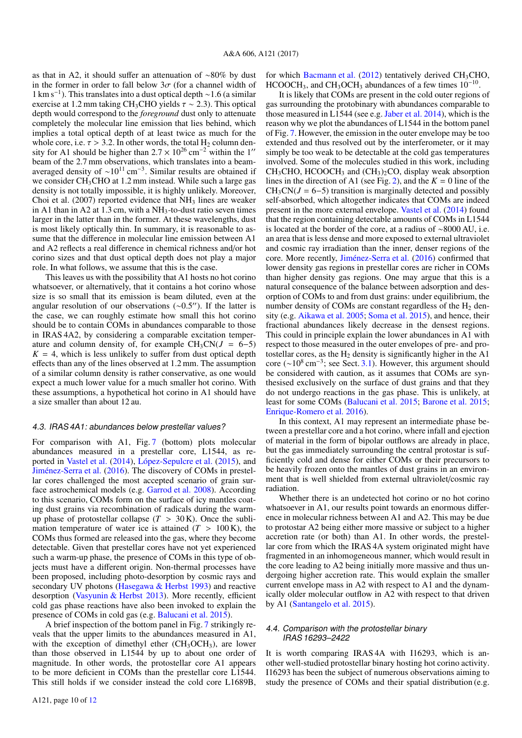as that in A2, it should suffer an attenuation of ~80% by dust in the former in order to fall below 3$\sigma$ (for a channel width of 1 km s$^{-1}$). This translates into a dust optical depth ~1.6 (a similar exercise at 1.2 mm taking $CH_3CHO$ yields $\tau \sim 2.3$). This optical depth would correspond to the *foreground* dust only to attenuate completely the molecular line emission that lies behind, which implies a total optical depth of at least twice as much for the whole core, i.e. $\tau > 3.2$. In other words, the total $H_2$ column density for A1 should be higher than $2.7 \times 10^{26}$ cm$^{-2}$ within the 1′′ beam of the 2.7 mm observations, which translates into a beam-averaged density of ~$10^{11}$ cm$^{-3}$. Similar results are obtained if we consider $CH_3CHO$ at 1.2 mm instead. While such a large gas density is not totally impossible, it is highly unlikely. Moreover, Choi et al. (2007) reported evidence that $NH_3$ lines are weaker in A1 than in A2 at 1.3 cm, with a $NH_3$-to-dust ratio seven times larger in the latter than in the former. At these wavelengths, dust is most likely optically thin. In summary, it is reasonable to assume that the difference in molecular line emission between A1 and A2 reflects a real difference in chemical richness and/or hot corino sizes and that dust optical depth does not play a major role. In what follows, we assume that this is the case.

This leaves us with the possibility that A1 hosts no hot corino whatsoever, or alternatively, that it contains a hot corino whose size is so small that its emission is beam diluted, even at the angular resolution of our observations (~0.5′′). If the latter is the case, we can roughly estimate how small this hot corino should be to contain COMs in abundances comparable to those in IRAS 4A2, by considering a comparable excitation temperature and column density of, for example $CH_3CN(J = 6-5)$ $K = 4$, which is less unlikely to suffer from dust optical depth effects than any of the lines observed at 1.2 mm. The assumption of a similar column density is rather conservative, as one would expect a much lower value for a much smaller hot corino. With these assumptions, a hypothetical hot corino in A1 should have a size smaller than about 12 au.

### 4.3. IRAS 4A1: abundances below prestellar values?

For comparison with A1, Fig. 7 (bottom) plots molecular abundances measured in a prestellar core, L1544, as reported in Vastel et al. (2014), López-Sepulcre et al. (2015), and Jiménez-Serra et al. (2016). The discovery of COMs in prestellar cores challenged the most accepted scenario of grain surface astrochemical models (e.g. Garrod et al. 2008). According to this scenario, COMs form on the surface of icy mantles coating dust grains via recombination of radicals during the warm-up phase of protostellar collapse ($T > 30$ K). Once the sublimation temperature of water ice is attained ($T > 100$ K), the COMs thus formed are released into the gas, where they become detectable. Given that prestellar cores have not yet experienced such a warm-up phase, the presence of COMs in this type of objects must have a different origin. Non-thermal processes have been proposed, including photo-desorption by cosmic rays and secondary UV photons (Hasegawa & Herbst 1993) and reactive desorption (Vasyunin & Herbst 2013). More recently, efficient cold gas phase reactions have also been invoked to explain the presence of COMs in cold gas (e.g. Balucani et al. 2015).

A brief inspection of the bottom panel in Fig. 7 strikingly reveals that the upper limits to the abundances measured in A1, with the exception of dimethyl ether ($CH_3OCH_3$), are lower than those observed in L1544 by up to about one order of magnitude. In other words, the protostellar core A1 appears to be more deficient in COMs than the prestellar core L1544. This still holds if we consider instead the cold core L1689B, for which Bacmann et al. (2012) tentatively derived $CH_3CHO$, $HCOOCH_3$, and $CH_3OCH_3$ abundances of a few times $10^{-10}$.

It is likely that COMs are present in the cold outer regions of gas surrounding the protobinary with abundances comparable to those measured in L1544 (see e.g. Jaber et al. 2014), which is the reason why we plot the abundances of L1544 in the bottom panel of Fig. 7. However, the emission in the outer envelope may be too extended and thus resolved out by the interferometer, or it may simply be too weak to be detectable at the cold gas temperatures involved. Some of the molecules studied in this work, including $CH_3CHO$, $HCOOCH_3$ and $(CH_3)_2CO$, display weak absorption lines in the direction of A1 (see Fig. 2), and the $K = 0$ line of the $CH_3CN(J = 6-5)$ transition is marginally detected and possibly self-absorbed, which altogether indicates that COMs are indeed present in the more external envelope. Vastel et al. (2014) found that the region containing detectable amounts of COMs in L1544 is located at the border of the core, at a radius of ~8000 AU, i.e. an area that is less dense and more exposed to external ultraviolet and cosmic ray irradiation than the inner, denser regions of the core. More recently, Jiménez-Serra et al. (2016) confirmed that lower density gas regions in prestellar cores are richer in COMs than higher density gas regions. One may argue that this is a natural consequence of the balance between adsorption and desorption of COMs to and from dust grains: under equilibrium, the number density of COMs are constant regardless of the $H_2$ density (e.g. Aikawa et al. 2005; Soma et al. 2015), and hence, their fractional abundances likely decrease in the densest regions. This could in principle explain the lower abundances in A1 with respect to those measured in the outer envelopes of pre- and protostellar cores, as the $H_2$ density is significantly higher in the A1 core (~$10^8$ cm$^{-3}$; see Sect. 3.1). However, this argument should be considered with caution, as it assumes that COMs are synthesised exclusively on the surface of dust grains and that they do not undergo reactions in the gas phase. This is unlikely, at least for some COMs (Balucani et al. 2015; Barone et al. 2015; Enrique-Romero et al. 2016).

In this context, A1 may represent an intermediate phase between a prestellar core and a hot corino, where infall and ejection of material in the form of bipolar outflows are already in place, but the gas immediately surrounding the central protostar is sufficiently cold and dense for either COMs or their precursors to be heavily frozen onto the mantles of dust grains in an environment that is well shielded from external ultraviolet/cosmic ray radiation.

Whether there is an undetected hot corino or no hot corino whatsoever in A1, our results point towards an enormous difference in molecular richness between A1 and A2. This may be due to protostar A2 being either more massive or subject to a higher accretion rate (or both) than A1. In other words, the prestellar core from which the IRAS 4A system originated might have fragmented in an inhomogeneous manner, which would result in the core leading to A2 being initially more massive and thus undergoing higher accretion rate. This would explain the smaller current envelope mass in A2 with respect to A1 and the dynamically older molecular outflow in A2 with respect to that driven by A1 (Santangelo et al. 2015).

### 4.4. Comparison with the protostellar binary IRAS 16293–2422

It is worth comparing IRAS 4A with I16293, which is another well-studied protostellar binary hosting hot corino activity. I16293 has been the subject of numerous observations aiming to study the presence of COMs and their spatial distribution (e.g.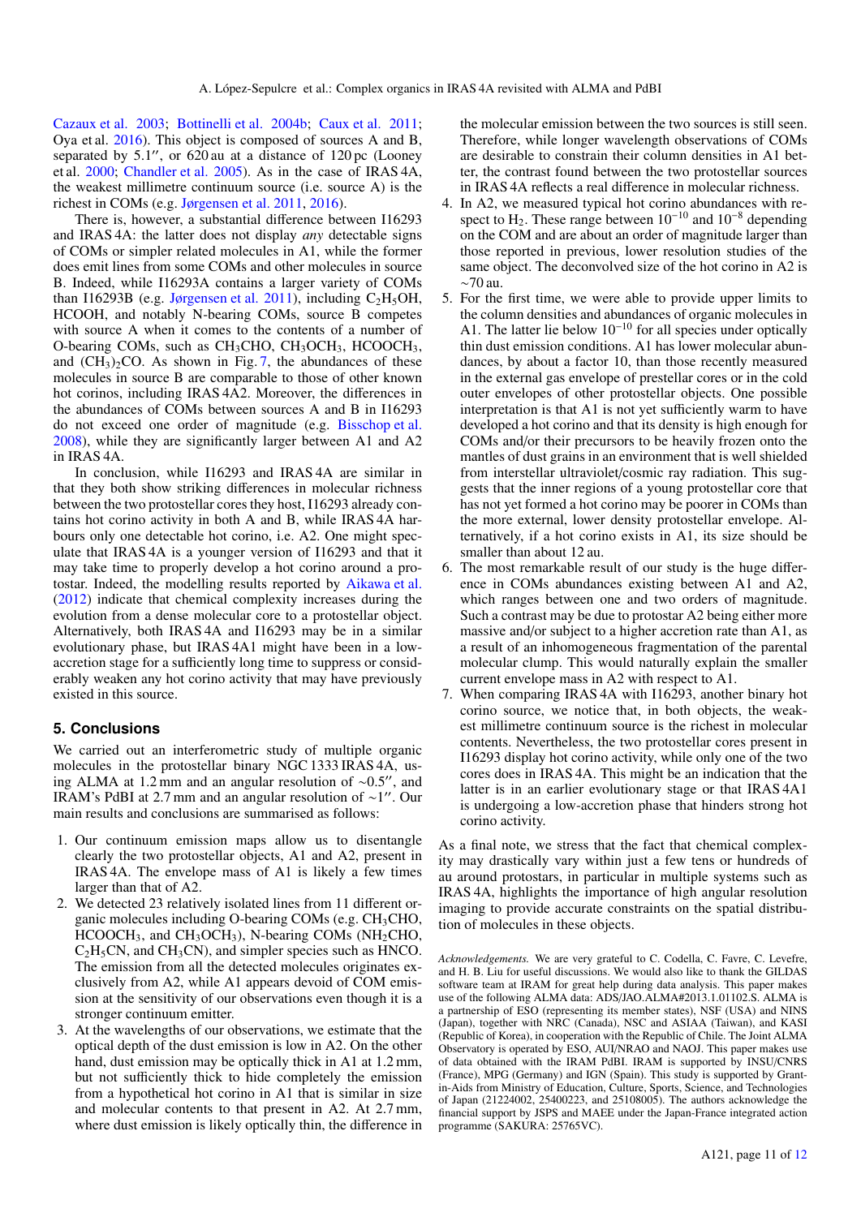Cazaux et al. 2003; Bottinelli et al. 2004b; Caux et al. 2011; Oya et al. 2016). This object is composed of sources A and B, separated by 5.1″, or 620 au at a distance of 120 pc (Looney et al. 2000; Chandler et al. 2005). As in the case of IRAS 4A, the weakest millimetre continuum source (i.e. source A) is the richest in COMs (e.g. Jørgensen et al. 2011, 2016).

There is, however, a substantial difference between I16293 and IRAS 4A: the latter does not display *any* detectable signs of COMs or simpler related molecules in A1, while the former does emit lines from some COMs and other molecules in source B. Indeed, while I16293A contains a larger variety of COMs than I16293B (e.g. Jørgensen et al. 2011), including $C_2H_5OH$, HCOOH, and notably N-bearing COMs, source B competes with source A when it comes to the contents of a number of O-bearing COMs, such as $CH_3CHO$, $CH_3OCH_3$, $HCOOCH_3$, and $(CH_3)_2CO$. As shown in Fig. 7, the abundances of these molecules in source B are comparable to those of other known hot corinos, including IRAS 4A2. Moreover, the differences in the abundances of COMs between sources A and B in I16293 do not exceed one order of magnitude (e.g. Bisschop et al. 2008), while they are significantly larger between A1 and A2 in IRAS 4A.

In conclusion, while I16293 and IRAS 4A are similar in that they both show striking differences in molecular richness between the two protostellar cores they host, I16293 already contains hot corino activity in both A and B, while IRAS 4A harbours only one detectable hot corino, i.e. A2. One might speculate that IRAS 4A is a younger version of I16293 and that it may take time to properly develop a hot corino around a protostar. Indeed, the modelling results reported by Aikawa et al. (2012) indicate that chemical complexity increases during the evolution from a dense molecular core to a protostellar object. Alternatively, both IRAS 4A and I16293 may be in a similar evolutionary phase, but IRAS 4A1 might have been in a low-accretion stage for a sufficiently long time to suppress or considerably weaken any hot corino activity that may have previously existed in this source.

## 5. Conclusions

We carried out an interferometric study of multiple organic molecules in the protostellar binary NGC 1333 IRAS 4A, using ALMA at 1.2 mm and an angular resolution of ∼0.5″, and IRAM's PdBI at 2.7 mm and an angular resolution of ∼1″. Our main results and conclusions are summarised as follows:

1. Our continuum emission maps allow us to disentangle clearly the two protostellar objects, A1 and A2, present in IRAS 4A. The envelope mass of A1 is likely a few times larger than that of A2.
2. We detected 23 relatively isolated lines from 11 different organic molecules including O-bearing COMs (e.g. $CH_3CHO$, $HCOOCH_3$, and $CH_3OCH_3$), N-bearing COMs ($NH_2CHO$, $C_2H_5CN$, and $CH_3CN$), and simpler species such as HNCO. The emission from all the detected molecules originates exclusively from A2, while A1 appears devoid of COM emission at the sensitivity of our observations even though it is a stronger continuum emitter.
3. At the wavelengths of our observations, we estimate that the optical depth of the dust emission is low in A2. On the other hand, dust emission may be optically thick in A1 at 1.2 mm, but not sufficiently thick to hide completely the emission from a hypothetical hot corino in A1 that is similar in size and molecular contents to that present in A2. At 2.7 mm, where dust emission is likely optically thin, the difference in the molecular emission between the two sources is still seen. Therefore, while longer wavelength observations of COMs are desirable to constrain their column densities in A1 better, the contrast found between the two protostellar sources in IRAS 4A reflects a real difference in molecular richness.
4. In A2, we measured typical hot corino abundances with respect to $H_2$. These range between $10^{-10}$ and $10^{-8}$ depending on the COM and are about an order of magnitude larger than those reported in previous, lower resolution studies of the same object. The deconvolved size of the hot corino in A2 is ∼70 au.
5. For the first time, we were able to provide upper limits to the column densities and abundances of organic molecules in A1. The latter lie below $10^{-10}$ for all species under optically thin dust emission conditions. A1 has lower molecular abundances, by about a factor 10, than those recently measured in the external gas envelope of prestellar cores or in the cold outer envelopes of other protostellar objects. One possible interpretation is that A1 is not yet sufficiently warm to have developed a hot corino and that its density is high enough for COMs and/or their precursors to be heavily frozen onto the mantles of dust grains in an environment that is well shielded from interstellar ultraviolet/cosmic ray radiation. This suggests that the inner regions of a young protostellar core that has not yet formed a hot corino may be poorer in COMs than the more external, lower density protostellar envelope. Alternatively, if a hot corino exists in A1, its size should be smaller than about 12 au.
6. The most remarkable result of our study is the huge difference in COMs abundances existing between A1 and A2, which ranges between one and two orders of magnitude. Such a contrast may be due to protostar A2 being either more massive and/or subject to a higher accretion rate than A1, as a result of an inhomogeneous fragmentation of the parental molecular clump. This would naturally explain the smaller current envelope mass in A2 with respect to A1.
7. When comparing IRAS 4A with I16293, another binary hot corino source, we notice that, in both objects, the weakest millimetre continuum source is the richest in molecular contents. Nevertheless, the two protostellar cores present in I16293 display hot corino activity, while only one of the two cores does in IRAS 4A. This might be an indication that the latter is in an earlier evolutionary stage or that IRAS 4A1 is undergoing a low-accretion phase that hinders strong hot corino activity.

As a final note, we stress that the fact that chemical complexity may drastically vary within just a few tens or hundreds of au around protostars, in particular in multiple systems such as IRAS 4A, highlights the importance of high angular resolution imaging to provide accurate constraints on the spatial distribution of molecules in these objects.

*Acknowledgements.* We are very grateful to C. Codella, C. Favre, C. Levefre, and H. B. Liu for useful discussions. We would also like to thank the GILDAS software team at IRAM for great help during data analysis. This paper makes use of the following ALMA data: ADS/JAO.ALMA#2013.1.01102.S. ALMA is a partnership of ESO (representing its member states), NSF (USA) and NINS (Japan), together with NRC (Canada), NSC and ASIAA (Taiwan), and KASI (Republic of Korea), in cooperation with the Republic of Chile. The Joint ALMA Observatory is operated by ESO, AUI/NRAO and NAOJ. This paper makes use of data obtained with the IRAM PdBI. IRAM is supported by INSU/CNRS (France), MPG (Germany) and IGN (Spain). This study is supported by Grant-in-Aids from Ministry of Education, Culture, Sports, Science, and Technologies of Japan (21224002, 25400223, and 25108005). The authors acknowledge the financial support by JSPS and MAEE under the Japan-France integrated action programme (SAKURA: 25765VC).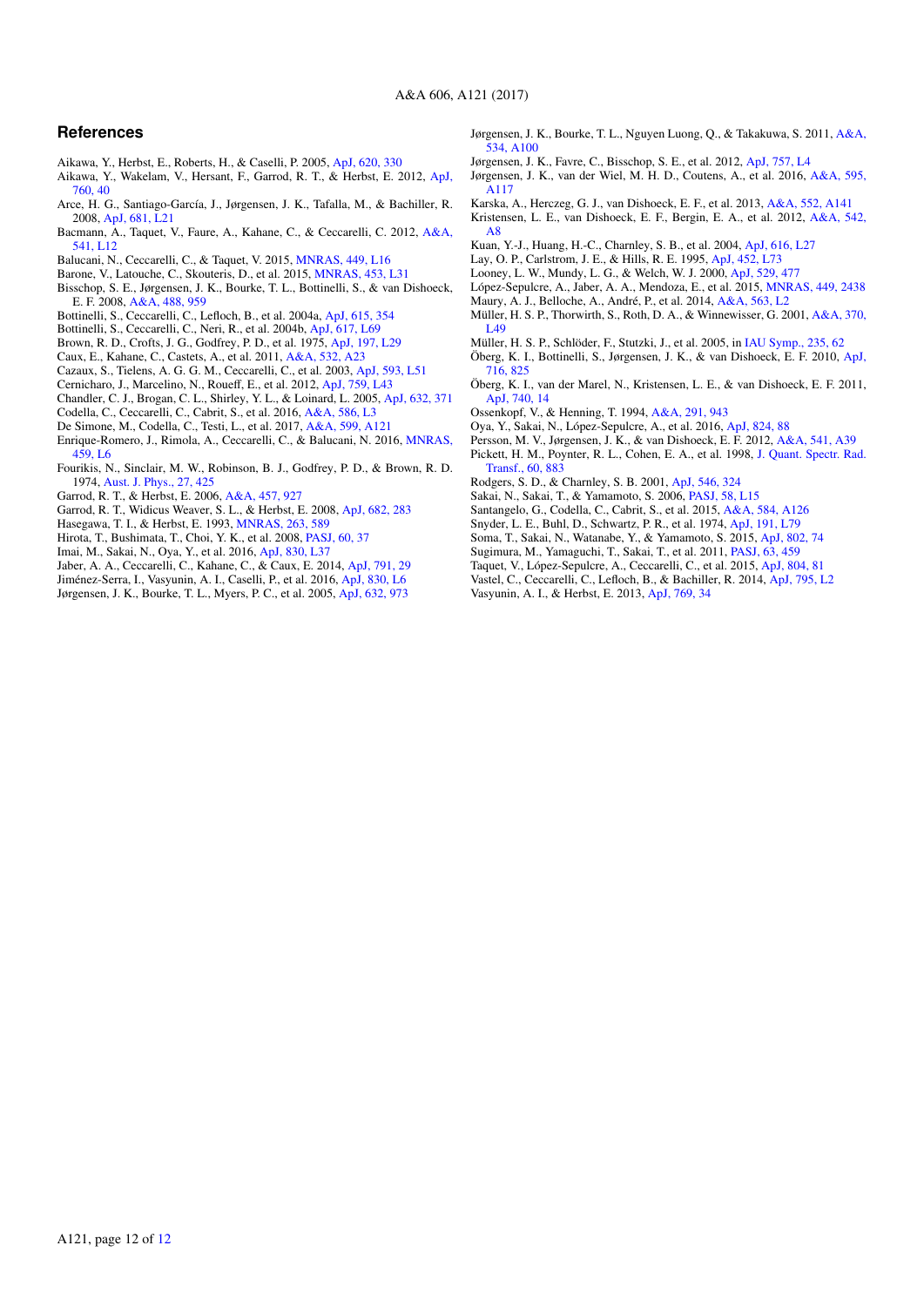## References

Aikawa, Y., Herbst, E., Roberts, H., & Caselli, P. 2005, ApJ, 620, 330

Aikawa, Y., Wakelam, V., Hersant, F., Garrod, R. T., & Herbst, E. 2012, ApJ, 760, 40

Arce, H. G., Santiago-García, J., Jørgensen, J. K., Tafalla, M., & Bachiller, R. 2008, ApJ, 681, L21

Bacmann, A., Taquet, V., Faure, A., Kahane, C., & Ceccarelli, C. 2012, A&A, 541, L12

Balucani, N., Ceccarelli, C., & Taquet, V. 2015, MNRAS, 449, L16

Barone, V., Latouche, C., Skouteris, D., et al. 2015, MNRAS, 453, L31

Bisschop, S. E., Jørgensen, J. K., Bourke, T. L., Bottinelli, S., & van Dishoeck, E. F. 2008, A&A, 488, 959

Bottinelli, S., Ceccarelli, C., Lefloch, B., et al. 2004a, ApJ, 615, 354

Bottinelli, S., Ceccarelli, C., Neri, R., et al. 2004b, ApJ, 617, L69

Brown, R. D., Crofts, J. G., Godfrey, P. D., et al. 1975, ApJ, 197, L29

Caux, E., Kahane, C., Castets, A., et al. 2011, A&A, 532, A23

Cazaux, S., Tielens, A. G. G. M., Ceccarelli, C., et al. 2003, ApJ, 593, L51

Cernicharo, J., Marcelino, N., Roueff, E., et al. 2012, ApJ, 759, L43

Chandler, C. J., Brogan, C. L., Shirley, Y. L., & Loinard, L. 2005, ApJ, 632, 371

Codella, C., Ceccarelli, C., Cabrit, S., et al. 2016, A&A, 586, L3

De Simone, M., Codella, C., Testi, L., et al. 2017, A&A, 599, A121

Enrique-Romero, J., Rimola, A., Ceccarelli, C., & Balucani, N. 2016, MNRAS, 459, L6

Fourikis, N., Sinclair, M. W., Robinson, B. J., Godfrey, P. D., & Brown, R. D. 1974, Aust. J. Phys., 27, 425

Garrod, R. T., & Herbst, E. 2006, A&A, 457, 927

Garrod, R. T., Widicus Weaver, S. L., & Herbst, E. 2008, ApJ, 682, 283

Hasegawa, T. I., & Herbst, E. 1993, MNRAS, 263, 589

Hirota, T., Bushimata, T., Choi, Y. K., et al. 2008, PASJ, 60, 37

Imai, M., Sakai, N., Oya, Y., et al. 2016, ApJ, 830, L37

Jaber, A. A., Ceccarelli, C., Kahane, C., & Caux, E. 2014, ApJ, 791, 29

Jiménez-Serra, I., Vasyunin, A. I., Caselli, P., et al. 2016, ApJ, 830, L6

Jørgensen, J. K., Bourke, T. L., Myers, P. C., et al. 2005, ApJ, 632, 973

Jørgensen, J. K., Bourke, T. L., Nguyen Luong, Q., & Takakuwa, S. 2011, A&A, 534, A100

Jørgensen, J. K., Favre, C., Bisschop, S. E., et al. 2012, ApJ, 757, L4

Jørgensen, J. K., van der Wiel, M. H. D., Coutens, A., et al. 2016, A&A, 595, A117

Karska, A., Herczeg, G. J., van Dishoeck, E. F., et al. 2013, A&A, 552, A141

Kristensen, L. E., van Dishoeck, E. F., Bergin, E. A., et al. 2012, A&A, 542, A8

Kuan, Y.-J., Huang, H.-C., Charnley, S. B., et al. 2004, ApJ, 616, L27

Lay, O. P., Carlstrom, J. E., & Hills, R. E. 1995, ApJ, 452, L73

Looney, L. W., Mundy, L. G., & Welch, W. J. 2000, ApJ, 529, 477

López-Sepulcre, A., Jaber, A. A., Mendoza, E., et al. 2015, MNRAS, 449, 2438

Maury, A. J., Belloche, A., André, P., et al. 2014, A&A, 563, L2

Müller, H. S. P., Thorwirth, S., Roth, D. A., & Winnewisser, G. 2001, A&A, 370, L49

Müller, H. S. P., Schlöder, F., Stutzki, J., et al. 2005, in IAU Symp., 235, 62

Öberg, K. I., Bottinelli, S., Jørgensen, J. K., & van Dishoeck, E. F. 2010, ApJ, 716, 825

Öberg, K. I., van der Marel, N., Kristensen, L. E., & van Dishoeck, E. F. 2011, ApJ, 740, 14

Ossenkopf, V., & Henning, T. 1994, A&A, 291, 943

Oya, Y., Sakai, N., López-Sepulcre, A., et al. 2016, ApJ, 824, 88

Persson, M. V., Jørgensen, J. K., & van Dishoeck, E. F. 2012, A&A, 541, A39

Pickett, H. M., Poynter, R. L., Cohen, E. A., et al. 1998, J. Quant. Spectr. Rad. Transf., 60, 883

Rodgers, S. D., & Charnley, S. B. 2001, ApJ, 546, 324

Sakai, N., Sakai, T., & Yamamoto, S. 2006, PASJ, 58, L15

Santangelo, G., Codella, C., Cabrit, S., et al. 2015, A&A, 584, A126

Snyder, L. E., Buhl, D., Schwartz, P. R., et al. 1974, ApJ, 191, L79

Soma, T., Sakai, N., Watanabe, Y., & Yamamoto, S. 2015, ApJ, 802, 74

Sugimura, M., Yamaguchi, T., Sakai, T., et al. 2011, PASJ, 63, 459

Taquet, V., López-Sepulcre, A., Ceccarelli, C., et al. 2015, ApJ, 804, 81

Vastel, C., Ceccarelli, C., Lefloch, B., & Bachiller, R. 2014, ApJ, 795, L2

Vasyunin, A. I., & Herbst, E. 2013, ApJ, 769, 34